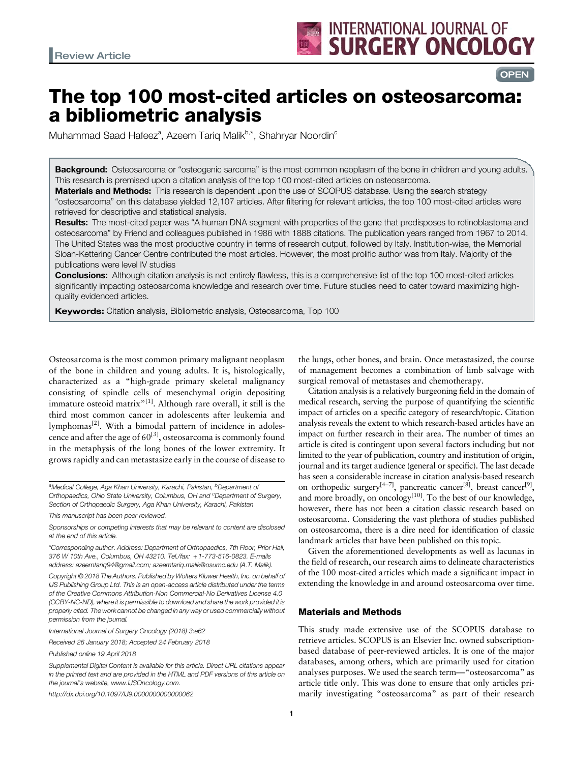Review Article

# The top 100 most-cited articles on osteosarcoma: a bibliometric analysis

Muhammad Saad Hafeez[a], Azeem Tariq Malik[b,*], Shahryar Noordin[c]

**Background:** Osteosarcoma or "osteogenic sarcoma" is the most common neoplasm of the bone in children and young adults. This research is premised upon a citation analysis of the top 100 most-cited articles on osteosarcoma.

**Materials and Methods:** This research is dependent upon the use of SCOPUS database. Using the search strategy "osteosarcoma" on this database yielded 12,107 articles. After filtering for relevant articles, the top 100 most-cited articles were retrieved for descriptive and statistical analysis.

**Results:** The most-cited paper was "A human DNA segment with properties of the gene that predisposes to retinoblastoma and osteosarcoma" by Friend and colleagues published in 1986 with 1888 citations. The publication years ranged from 1967 to 2014. The United States was the most productive country in terms of research output, followed by Italy. Institution-wise, the Memorial Sloan-Kettering Cancer Centre contributed the most articles. However, the most prolific author was from Italy. Majority of the publications were level IV studies

**Conclusions:** Although citation analysis is not entirely flawless, this is a comprehensive list of the top 100 most-cited articles significantly impacting osteosarcoma knowledge and research over time. Future studies need to cater toward maximizing high-quality evidenced articles.

**Keywords:** Citation analysis, Bibliometric analysis, Osteosarcoma, Top 100

Osteosarcoma is the most common primary malignant neoplasm of the bone in children and young adults. It is, histologically, characterized as a "high-grade primary skeletal malignancy consisting of spindle cells of mesenchymal origin depositing immature osteoid matrix"[1]. Although rare overall, it still is the third most common cancer in adolescents after leukemia and lymphomas[2]. With a bimodal pattern of incidence in adolescence and after the age of 60[3], osteosarcoma is commonly found in the metaphysis of the long bones of the lower extremity. It grows rapidly and can metastasize early in the course of disease to the lungs, other bones, and brain. Once metastasized, the course of management becomes a combination of limb salvage with surgical removal of metastases and chemotherapy.

Citation analysis is a relatively burgeoning field in the domain of medical research, serving the purpose of quantifying the scientific impact of articles on a specific category of research/topic. Citation analysis reveals the extent to which research-based articles have an impact on further research in their area. The number of times an article is cited is contingent upon several factors including but not limited to the year of publication, country and institution of origin, journal and its target audience (general or specific). The last decade has seen a considerable increase in citation analysis-based research on orthopedic surgery[4–7], pancreatic cancer[8], breast cancer[9], and more broadly, on oncology[10]. To the best of our knowledge, however, there has not been a citation classic research based on osteosarcoma. Considering the vast plethora of studies published on osteosarcoma, there is a dire need for identification of classic landmark articles that have been published on this topic.

Given the aforementioned developments as well as lacunas in the field of research, our research aims to delineate characteristics of the 100 most-cited articles which made a significant impact in extending the knowledge in and around osteosarcoma over time.

## Materials and Methods

This study made extensive use of the SCOPUS database to retrieve articles. SCOPUS is an Elsevier Inc. owned subscription-based database of peer-reviewed articles. It is one of the major databases, among others, which are primarily used for citation analyses purposes. We used the search term—"osteosarcoma" as article title only. This was done to ensure that only articles primarily investigating "osteosarcoma" as part of their research

[a]Medical College, Aga Khan University, Karachi, Pakistan, [b]Department of Orthopaedics, Ohio State University, Columbus, OH and [c]Department of Surgery, Section of Orthopaedic Surgery, Aga Khan University, Karachi, Pakistan

This manuscript has been peer reviewed.

Sponsorships or competing interests that may be relevant to content are disclosed at the end of this article.

*Corresponding author. Address: Department of Orthopaedics, 7th Floor, Prior Hall, 376 W 10th Ave., Columbus, OH 43210. Tel./fax: +1-773-516-0823. E-mails address: azeemtariq94@gmail.com; azeemtariq.malik@osumc.edu (A.T. Malik).

Copyright © 2018 The Authors. Published by Wolters Kluwer Health, Inc. on behalf of IJS Publishing Group Ltd. This is an open-access article distributed under the terms of the Creative Commons Attribution-Non Commercial-No Derivatives License 4.0 (CCBY-NC-ND), where it is permissible to download and share the work provided it is properly cited. The work cannot be changed in any way or used commercially without permission from the journal.

International Journal of Surgery Oncology (2018) 3:e62

Received 26 January 2018; Accepted 24 February 2018

Published online 19 April 2018

Supplemental Digital Content is available for this article. Direct URL citations appear in the printed text and are provided in the HTML and PDF versions of this article on the journal's website, www.IJSOncology.com.

http://dx.doi.org/10.1097/IJ9.0000000000000062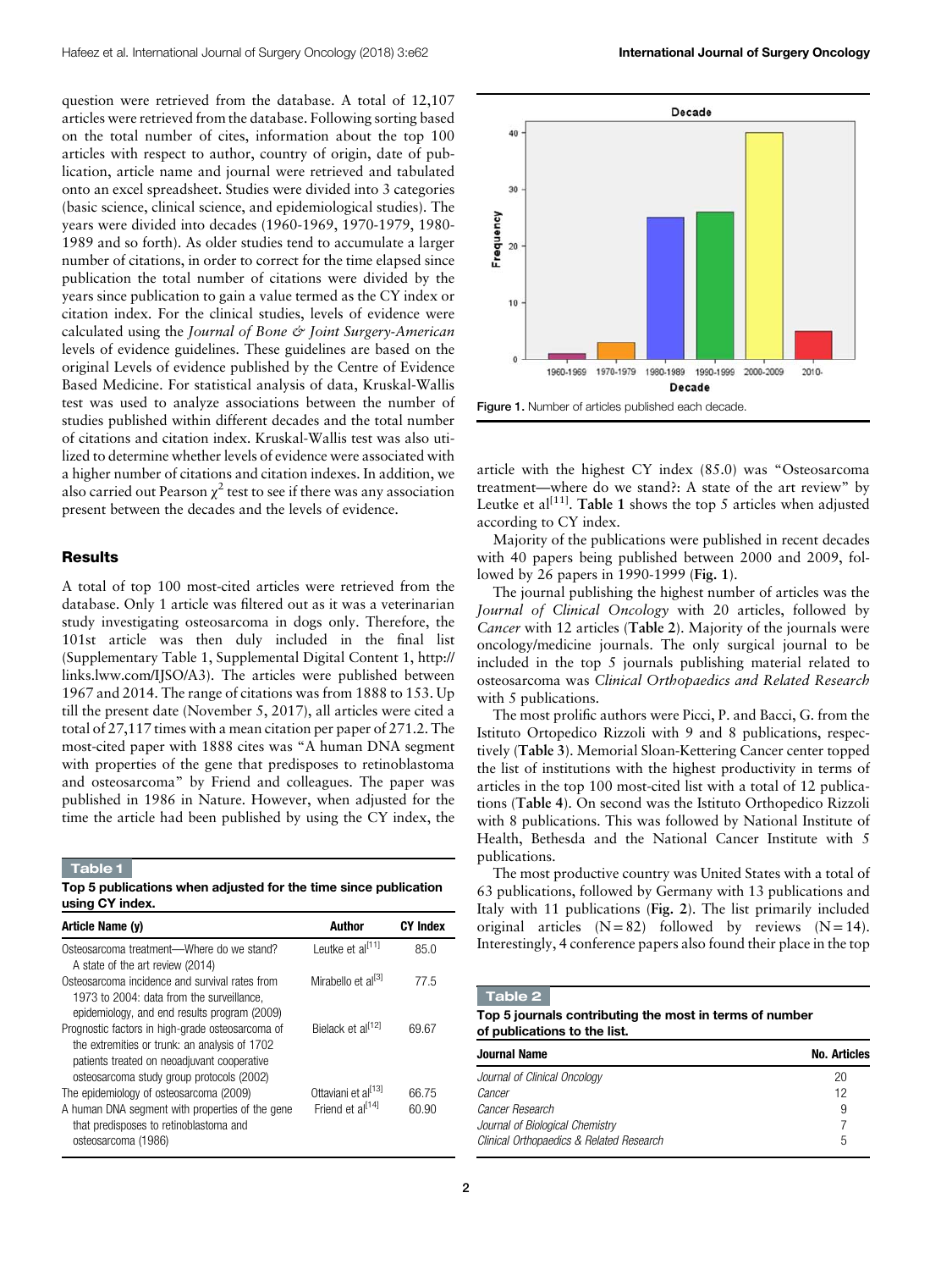question were retrieved from the database. A total of 12,107 articles were retrieved from the database. Following sorting based on the total number of cites, information about the top 100 articles with respect to author, country of origin, date of publication, article name and journal were retrieved and tabulated onto an excel spreadsheet. Studies were divided into 3 categories (basic science, clinical science, and epidemiological studies). The years were divided into decades (1960-1969, 1970-1979, 1980-1989 and so forth). As older studies tend to accumulate a larger number of citations, in order to correct for the time elapsed since publication the total number of citations were divided by the years since publication to gain a value termed as the CY index or citation index. For the clinical studies, levels of evidence were calculated using the *Journal of Bone & Joint Surgery-American* levels of evidence guidelines. These guidelines are based on the original Levels of evidence published by the Centre of Evidence Based Medicine. For statistical analysis of data, Kruskal-Wallis test was used to analyze associations between the number of studies published within different decades and the total number of citations and citation index. Kruskal-Wallis test was also utilized to determine whether levels of evidence were associated with a higher number of citations and citation indexes. In addition, we also carried out Pearson $\chi^2$ test to see if there was any association present between the decades and the levels of evidence.

## Results

A total of top 100 most-cited articles were retrieved from the database. Only 1 article was filtered out as it was a veterinarian study investigating osteosarcoma in dogs only. Therefore, the 101st article was then duly included in the final list (Supplementary Table 1, Supplemental Digital Content 1, http://links.lww.com/IJSO/A3). The articles were published between 1967 and 2014. The range of citations was from 1888 to 153. Up till the present date (November 5, 2017), all articles were cited a total of 27,117 times with a mean citation per paper of 271.2. The most-cited paper with 1888 cites was "A human DNA segment with properties of the gene that predisposes to retinoblastoma and osteosarcoma" by Friend and colleagues. The paper was published in 1986 in Nature. However, when adjusted for the time the article had been published by using the CY index, the article with the highest CY index (85.0) was "Osteosarcoma treatment—where do we stand?: A state of the art review" by Leutke et al[11]. **Table 1** shows the top 5 articles when adjusted according to CY index.

**Table 1**

**Top 5 publications when adjusted for the time since publication using CY index.**

| Article Name (y) | Author | CY Index |
|---|---|---|
| Osteosarcoma treatment—Where do we stand? A state of the art review (2014) | Leutke et al[11] | 85.0 |
| Osteosarcoma incidence and survival rates from 1973 to 2004: data from the surveillance, epidemiology, and end results program (2009) | Mirabello et al[3] | 77.5 |
| Prognostic factors in high-grade osteosarcoma of the extremities or trunk: an analysis of 1702 patients treated on neoadjuvant cooperative osteosarcoma study group protocols (2002) | Bielack et al[12] | 69.67 |
| The epidemiology of osteosarcoma (2009) | Ottaviani et al[13] | 66.75 |
| A human DNA segment with properties of the gene that predisposes to retinoblastoma and osteosarcoma (1986) | Friend et al[14] | 60.90 |

Decade

Frequency

0
10
20
30
40

1960-1969
1970-1979
1980-1989
1990-1999
2000-2009
2010-

Decade

Figure 1. Number of articles published each decade.

Majority of the publications were published in recent decades with 40 papers being published between 2000 and 2009, followed by 26 papers in 1990-1999 (**Fig. 1**).

The journal publishing the highest number of articles was the *Journal of Clinical Oncology* with 20 articles, followed by *Cancer* with 12 articles (**Table 2**). Majority of the journals were oncology/medicine journals. The only surgical journal to be included in the top 5 journals publishing material related to osteosarcoma was *Clinical Orthopaedics and Related Research* with 5 publications.

The most prolific authors were Picci, P. and Bacci, G. from the Istituto Ortopedico Rizzoli with 9 and 8 publications, respectively (**Table 3**). Memorial Sloan-Kettering Cancer center topped the list of institutions with the highest productivity in terms of articles in the top 100 most-cited list with a total of 12 publications (**Table 4**). On second was the Istituto Ortopedico Rizzoli with 8 publications. This was followed by National Institute of Health, Bethesda and the National Cancer Institute with 5 publications.

The most productive country was United States with a total of 63 publications, followed by Germany with 13 publications and Italy with 11 publications (**Fig. 2**). The list primarily included original articles (N = 82) followed by reviews (N = 14). Interestingly, 4 conference papers also found their place in the top

**Table 2**

**Top 5 journals contributing the most in terms of number of publications to the list.**

| Journal Name | No. Articles |
|---|---|
| *Journal of Clinical Oncology* | 20 |
| *Cancer* | 12 |
| *Cancer Research* | 9 |
| *Journal of Biological Chemistry* | 7 |
| *Clinical Orthopaedics & Related Research* | 5 |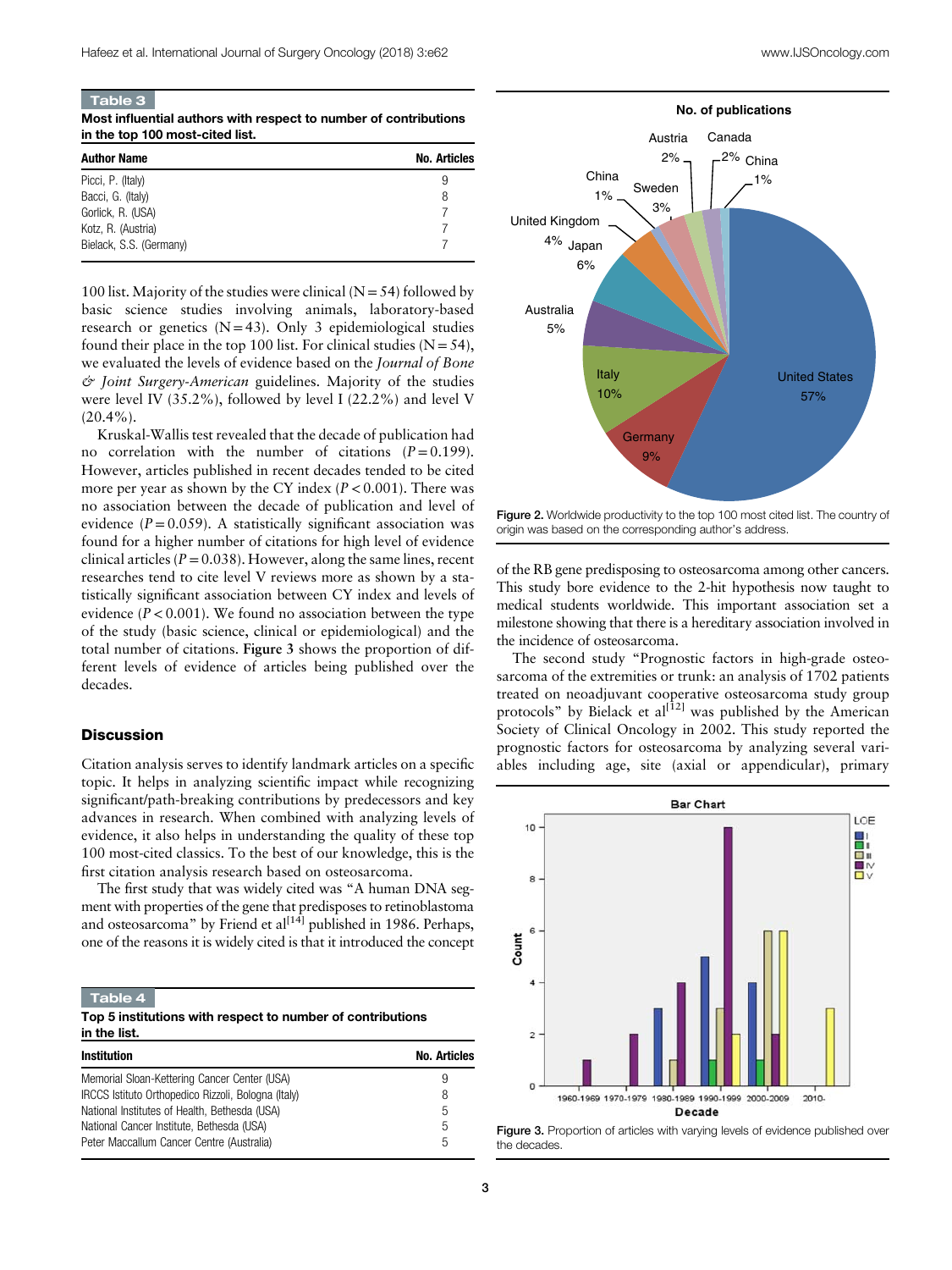**Table 3**

**Most influential authors with respect to number of contributions in the top 100 most-cited list.**

| Author Name | No. Articles |
|---|---|
| Picci, P. (Italy) | 9 |
| Bacci, G. (Italy) | 8 |
| Gorlick, R. (USA) | 7 |
| Kotz, R. (Austria) | 7 |
| Bielack, S.S. (Germany) | 7 |

100 list. Majority of the studies were clinical (N = 54) followed by basic science studies involving animals, laboratory-based research or genetics (N = 43). Only 3 epidemiological studies found their place in the top 100 list. For clinical studies (N = 54), we evaluated the levels of evidence based on the *Journal of Bone & Joint Surgery-American* guidelines. Majority of the studies were level IV (35.2%), followed by level I (22.2%) and level V (20.4%).

Kruskal-Wallis test revealed that the decade of publication had no correlation with the number of citations ($P = 0.199$). However, articles published in recent decades tended to be cited more per year as shown by the CY index ($P < 0.001$). There was no association between the decade of publication and level of evidence ($P = 0.059$). A statistically significant association was found for a higher number of citations for high level of evidence clinical articles ($P = 0.038$). However, along the same lines, recent researches tend to cite level V reviews more as shown by a statistically significant association between CY index and levels of evidence ($P < 0.001$). We found no association between the type of the study (basic science, clinical or epidemiological) and the total number of citations. **Figure 3** shows the proportion of different levels of evidence of articles being published over the decades.

## Discussion

Citation analysis serves to identify landmark articles on a specific topic. It helps in analyzing scientific impact while recognizing significant/path-breaking contributions by predecessors and key advances in research. When combined with analyzing levels of evidence, it also helps in understanding the quality of these top 100 most-cited classics. To the best of our knowledge, this is the first citation analysis research based on osteosarcoma.

The first study that was widely cited was "A human DNA segment with properties of the gene that predisposes to retinoblastoma and osteosarcoma" by Friend et al[14] published in 1986. Perhaps, one of the reasons it is widely cited is that it introduced the concept of the RB gene predisposing to osteosarcoma among other cancers. This study bore evidence to the 2-hit hypothesis now taught to medical students worldwide. This important association set a milestone showing that there is a hereditary association involved in the incidence of osteosarcoma.

The second study "Prognostic factors in high-grade osteosarcoma of the extremities or trunk: an analysis of 1702 patients treated on neoadjuvant cooperative osteosarcoma study group protocols" by Bielack et al[12] was published by the American Society of Clinical Oncology in 2002. This study reported the prognostic factors for osteosarcoma by analyzing several variables including age, site (axial or appendicular), primary

No. of publications

Austria 2%
Canada 2%
China 1%
China 1%
Sweden 3%
United Kingdom 4%
Japan 6%
Australia 5%
Italy 10%
Germany 9%
United States 57%

Figure 2. Worldwide productivity to the top 100 most cited list. The country of origin was based on the corresponding author's address.

Bar Chart

LOE
I
II
III
IV
V

Count
0
2
4
6
8
10

Decade
1960-1969
1970-1979
1980-1989
1990-1999
2000-2009
2010-

Figure 3. Proportion of articles with varying levels of evidence published over the decades.

**Table 4**

**Top 5 institutions with respect to number of contributions in the list.**

| Institution | No. Articles |
|---|---|
| Memorial Sloan-Kettering Cancer Center (USA) | 9 |
| IRCCS Istituto Orthopedico Rizzoli, Bologna (Italy) | 8 |
| National Institutes of Health, Bethesda (USA) | 5 |
| National Cancer Institute, Bethesda (USA) | 5 |
| Peter Maccallum Cancer Centre (Australia) | 5 |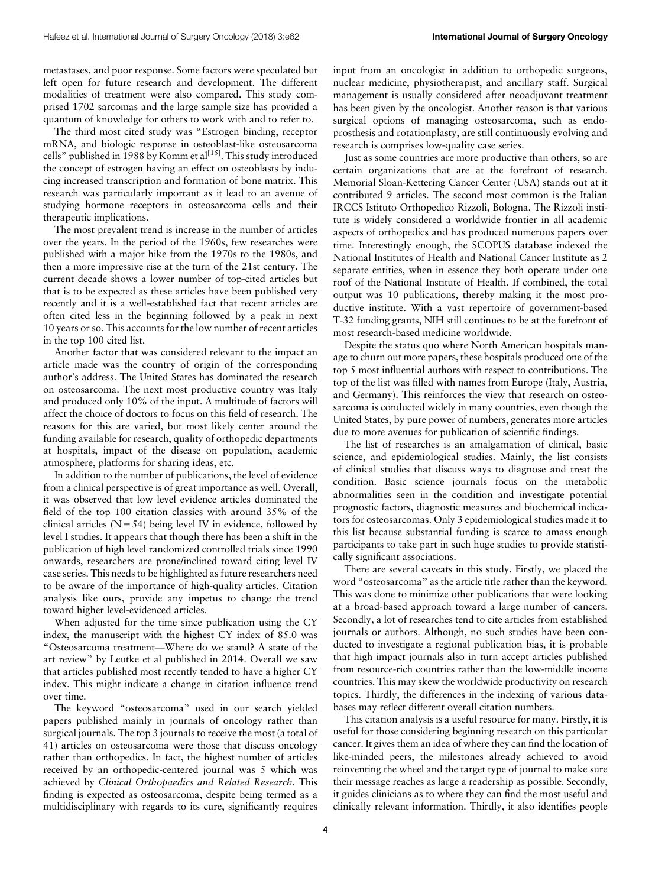metastases, and poor response. Some factors were speculated but left open for future research and development. The different modalities of treatment were also compared. This study comprised 1702 sarcomas and the large sample size has provided a quantum of knowledge for others to work with and to refer to.

The third most cited study was "Estrogen binding, receptor mRNA, and biologic response in osteoblast-like osteosarcoma cells" published in 1988 by Komm et al[15]. This study introduced the concept of estrogen having an effect on osteoblasts by inducing increased transcription and formation of bone matrix. This research was particularly important as it lead to an avenue of studying hormone receptors in osteosarcoma cells and their therapeutic implications.

The most prevalent trend is increase in the number of articles over the years. In the period of the 1960s, few researches were published with a major hike from the 1970s to the 1980s, and then a more impressive rise at the turn of the 21st century. The current decade shows a lower number of top-cited articles but that is to be expected as these articles have been published very recently and it is a well-established fact that recent articles are often cited less in the beginning followed by a peak in next 10 years or so. This accounts for the low number of recent articles in the top 100 cited list.

Another factor that was considered relevant to the impact an article made was the country of origin of the corresponding author's address. The United States has dominated the research on osteosarcoma. The next most productive country was Italy and produced only 10% of the input. A multitude of factors will affect the choice of doctors to focus on this field of research. The reasons for this are varied, but most likely center around the funding available for research, quality of orthopedic departments at hospitals, impact of the disease on population, academic atmosphere, platforms for sharing ideas, etc.

In addition to the number of publications, the level of evidence from a clinical perspective is of great importance as well. Overall, it was observed that low level evidence articles dominated the field of the top 100 citation classics with around 35% of the clinical articles ($N=54$) being level IV in evidence, followed by level I studies. It appears that though there has been a shift in the publication of high level randomized controlled trials since 1990 onwards, researchers are prone/inclined toward citing level IV case series. This needs to be highlighted as future researchers need to be aware of the importance of high-quality articles. Citation analysis like ours, provide any impetus to change the trend toward higher level-evidenced articles.

When adjusted for the time since publication using the CY index, the manuscript with the highest CY index of 85.0 was "Osteosarcoma treatment—Where do we stand? A state of the art review" by Leutke et al published in 2014. Overall we saw that articles published most recently tended to have a higher CY index. This might indicate a change in citation influence trend over time.

The keyword "osteosarcoma" used in our search yielded papers published mainly in journals of oncology rather than surgical journals. The top 3 journals to receive the most (a total of 41) articles on osteosarcoma were those that discuss oncology rather than orthopedics. In fact, the highest number of articles received by an orthopedic-centered journal was 5 which was achieved by *Clinical Orthopaedics and Related Research*. This finding is expected as osteosarcoma, despite being termed as a multidisciplinary with regards to its cure, significantly requires input from an oncologist in addition to orthopedic surgeons, nuclear medicine, physiotherapist, and ancillary staff. Surgical management is usually considered after neoadjuvant treatment has been given by the oncologist. Another reason is that various surgical options of managing osteosarcoma, such as endoprosthesis and rotationplasty, are still continuously evolving and research is comprises low-quality case series.

Just as some countries are more productive than others, so are certain organizations that are at the forefront of research. Memorial Sloan-Kettering Cancer Center (USA) stands out at it contributed 9 articles. The second most common is the Italian IRCCS Istituto Orthopedico Rizzoli, Bologna. The Rizzoli institute is widely considered a worldwide frontier in all academic aspects of orthopedics and has produced numerous papers over time. Interestingly enough, the SCOPUS database indexed the National Institutes of Health and National Cancer Institute as 2 separate entities, when in essence they both operate under one roof of the National Institute of Health. If combined, the total output was 10 publications, thereby making it the most productive institute. With a vast repertoire of government-based T-32 funding grants, NIH still continues to be at the forefront of most research-based medicine worldwide.

Despite the status quo where North American hospitals manage to churn out more papers, these hospitals produced one of the top 5 most influential authors with respect to contributions. The top of the list was filled with names from Europe (Italy, Austria, and Germany). This reinforces the view that research on osteosarcoma is conducted widely in many countries, even though the United States, by pure power of numbers, generates more articles due to more avenues for publication of scientific findings.

The list of researches is an amalgamation of clinical, basic science, and epidemiological studies. Mainly, the list consists of clinical studies that discuss ways to diagnose and treat the condition. Basic science journals focus on the metabolic abnormalities seen in the condition and investigate potential prognostic factors, diagnostic measures and biochemical indicators for osteosarcomas. Only 3 epidemiological studies made it to this list because substantial funding is scarce to amass enough participants to take part in such huge studies to provide statistically significant associations.

There are several caveats in this study. Firstly, we placed the word "osteosarcoma" as the article title rather than the keyword. This was done to minimize other publications that were looking at a broad-based approach toward a large number of cancers. Secondly, a lot of researches tend to cite articles from established journals or authors. Although, no such studies have been conducted to investigate a regional publication bias, it is probable that high impact journals also in turn accept articles published from resource-rich countries rather than the low-middle income countries. This may skew the worldwide productivity on research topics. Thirdly, the differences in the indexing of various databases may reflect different overall citation numbers.

This citation analysis is a useful resource for many. Firstly, it is useful for those considering beginning research on this particular cancer. It gives them an idea of where they can find the location of like-minded peers, the milestones already achieved to avoid reinventing the wheel and the target type of journal to make sure their message reaches as large a readership as possible. Secondly, it guides clinicians as to where they can find the most useful and clinically relevant information. Thirdly, it also identifies people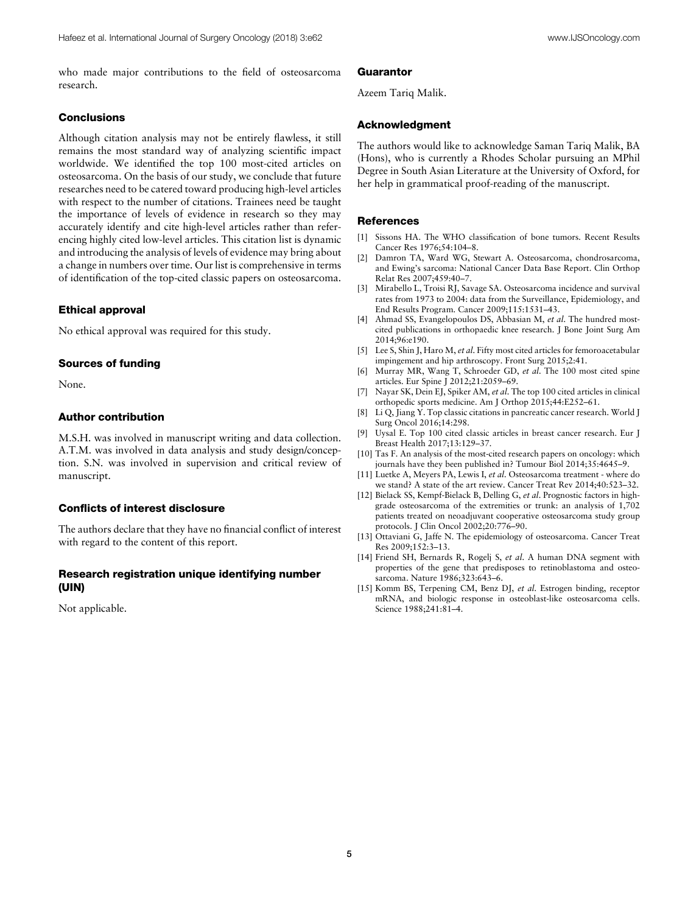who made major contributions to the field of osteosarcoma research.

## Conclusions

Although citation analysis may not be entirely flawless, it still remains the most standard way of analyzing scientific impact worldwide. We identified the top 100 most-cited articles on osteosarcoma. On the basis of our study, we conclude that future researches need to be catered toward producing high-level articles with respect to the number of citations. Trainees need be taught the importance of levels of evidence in research so they may accurately identify and cite high-level articles rather than referencing highly cited low-level articles. This citation list is dynamic and introducing the analysis of levels of evidence may bring about a change in numbers over time. Our list is comprehensive in terms of identification of the top-cited classic papers on osteosarcoma.

## Ethical approval

No ethical approval was required for this study.

## Sources of funding

None.

## Author contribution

M.S.H. was involved in manuscript writing and data collection. A.T.M. was involved in data analysis and study design/conception. S.N. was involved in supervision and critical review of manuscript.

## Conflicts of interest disclosure

The authors declare that they have no financial conflict of interest with regard to the content of this report.

## Research registration unique identifying number (UIN)

Not applicable.

## Guarantor

Azeem Tariq Malik.

## Acknowledgment

The authors would like to acknowledge Saman Tariq Malik, BA (Hons), who is currently a Rhodes Scholar pursuing an MPhil Degree in South Asian Literature at the University of Oxford, for her help in grammatical proof-reading of the manuscript.

## References

[1] Sissons HA. The WHO classification of bone tumors. Recent Results Cancer Res 1976;54:104–8.

[2] Damron TA, Ward WG, Stewart A. Osteosarcoma, chondrosarcoma, and Ewing's sarcoma: National Cancer Data Base Report. Clin Orthop Relat Res 2007;459:40–7.

[3] Mirabello L, Troisi RJ, Savage SA. Osteosarcoma incidence and survival rates from 1973 to 2004: data from the Surveillance, Epidemiology, and End Results Program. Cancer 2009;115:1531–43.

[4] Ahmad SS, Evangelopoulos DS, Abbasian M, *et al*. The hundred most-cited publications in orthopaedic knee research. J Bone Joint Surg Am 2014;96:e190.

[5] Lee S, Shin J, Haro M, *et al*. Fifty most cited articles for femoroacetabular impingement and hip arthroscopy. Front Surg 2015;2:41.

[6] Murray MR, Wang T, Schroeder GD, *et al*. The 100 most cited spine articles. Eur Spine J 2012;21:2059–69.

[7] Nayar SK, Dein EJ, Spiker AM, *et al*. The top 100 cited articles in clinical orthopedic sports medicine. Am J Orthop 2015;44:E252–61.

[8] Li Q, Jiang Y. Top classic citations in pancreatic cancer research. World J Surg Oncol 2016;14:298.

[9] Uysal E. Top 100 cited classic articles in breast cancer research. Eur J Breast Health 2017;13:129–37.

[10] Tas F. An analysis of the most-cited research papers on oncology: which journals have they been published in? Tumour Biol 2014;35:4645–9.

[11] Luetke A, Meyers PA, Lewis I, *et al*. Osteosarcoma treatment - where do we stand? A state of the art review. Cancer Treat Rev 2014;40:523–32.

[12] Bielack SS, Kempf-Bielack B, Delling G, *et al*. Prognostic factors in high-grade osteosarcoma of the extremities or trunk: an analysis of 1,702 patients treated on neoadjuvant cooperative osteosarcoma study group protocols. J Clin Oncol 2002;20:776–90.

[13] Ottaviani G, Jaffe N. The epidemiology of osteosarcoma. Cancer Treat Res 2009;152:3–13.

[14] Friend SH, Bernards R, Rogelj S, *et al*. A human DNA segment with properties of the gene that predisposes to retinoblastoma and osteosarcoma. Nature 1986;323:643–6.

[15] Komm BS, Terpening CM, Benz DJ, *et al*. Estrogen binding, receptor mRNA, and biologic response in osteoblast-like osteosarcoma cells. Science 1988;241:81–4.